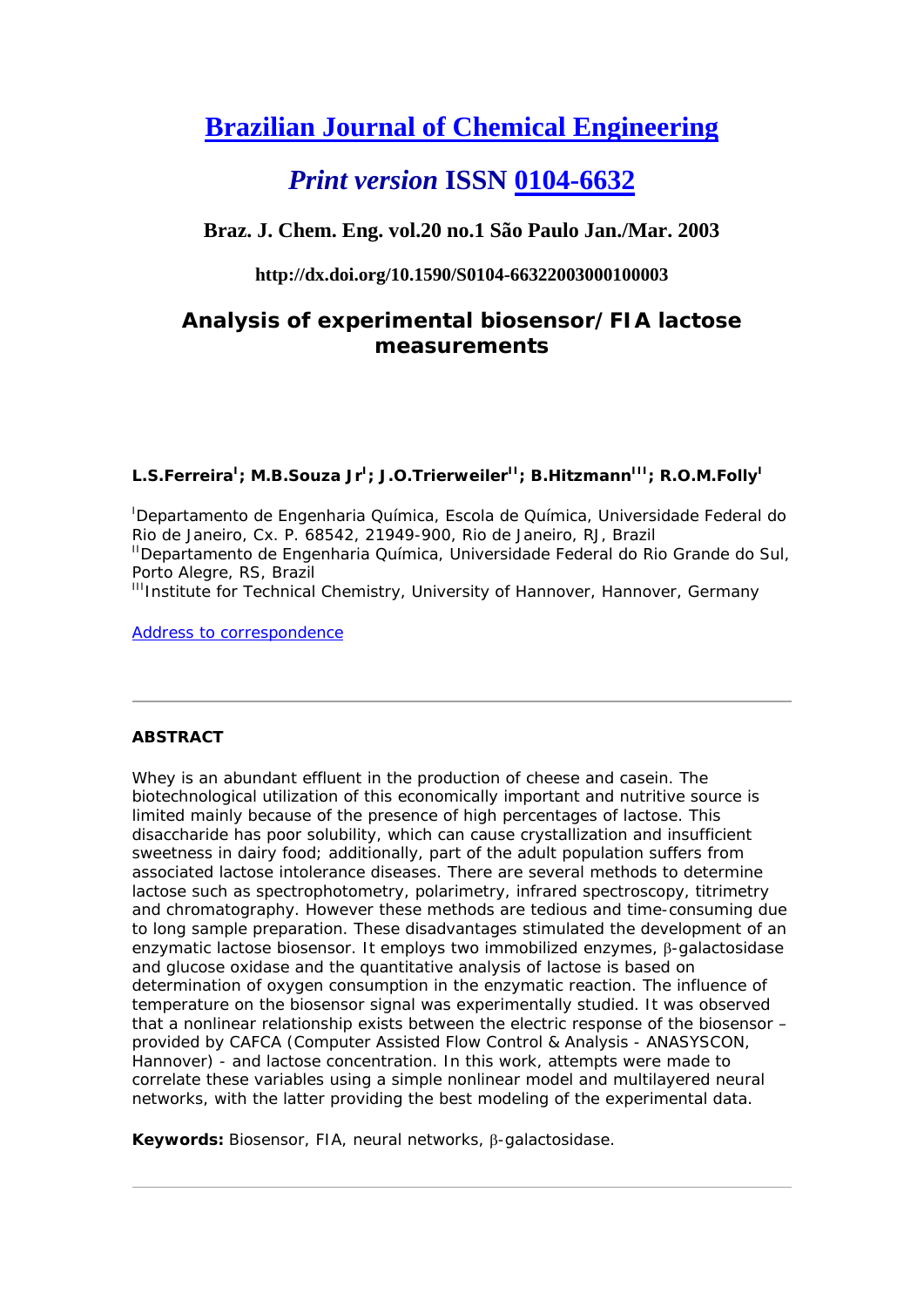# Brazilian Journal of Chemical Engineering

## *Print version* ISSN 0104-6632

### Braz. J. Chem. Eng. vol.20 no.1 São Paulo Jan./Mar. 2003

**http://dx.doi.org/10.1590/S0104-66322003000100003**

## Analysis of experimental biosensor/FIA lactose measurements

**L.S.Ferreira[I]; M.B.Souza Jr[I]; J.O.Trierweiler[II]; B.Hitzmann[III]; R.O.M.Folly[I]**

[I]Departamento de Engenharia Química, Escola de Química, Universidade Federal do Rio de Janeiro, Cx. P. 68542, 21949-900, Rio de Janeiro, RJ, Brazil
[II]Departamento de Engenharia Química, Universidade Federal do Rio Grande do Sul, Porto Alegre, RS, Brazil
[III]Institute for Technical Chemistry, University of Hannover, Hannover, Germany

Address to correspondence

---

**ABSTRACT**

Whey is an abundant effluent in the production of cheese and casein. The biotechnological utilization of this economically important and nutritive source is limited mainly because of the presence of high percentages of lactose. This disaccharide has poor solubility, which can cause crystallization and insufficient sweetness in dairy food; additionally, part of the adult population suffers from associated lactose intolerance diseases. There are several methods to determine lactose such as spectrophotometry, polarimetry, infrared spectroscopy, titrimetry and chromatography. However these methods are tedious and time-consuming due to long sample preparation. These disadvantages stimulated the development of an enzymatic lactose biosensor. It employs two immobilized enzymes, β-galactosidase and glucose oxidase and the quantitative analysis of lactose is based on determination of oxygen consumption in the enzymatic reaction. The influence of temperature on the biosensor signal was experimentally studied. It was observed that a nonlinear relationship exists between the electric response of the biosensor – provided by CAFCA (Computer Assisted Flow Control & Analysis - ANASYSCON, Hannover) - and lactose concentration. In this work, attempts were made to correlate these variables using a simple nonlinear model and multilayered neural networks, with the latter providing the best modeling of the experimental data.

**Keywords:** Biosensor, FIA, neural networks, β-galactosidase.

---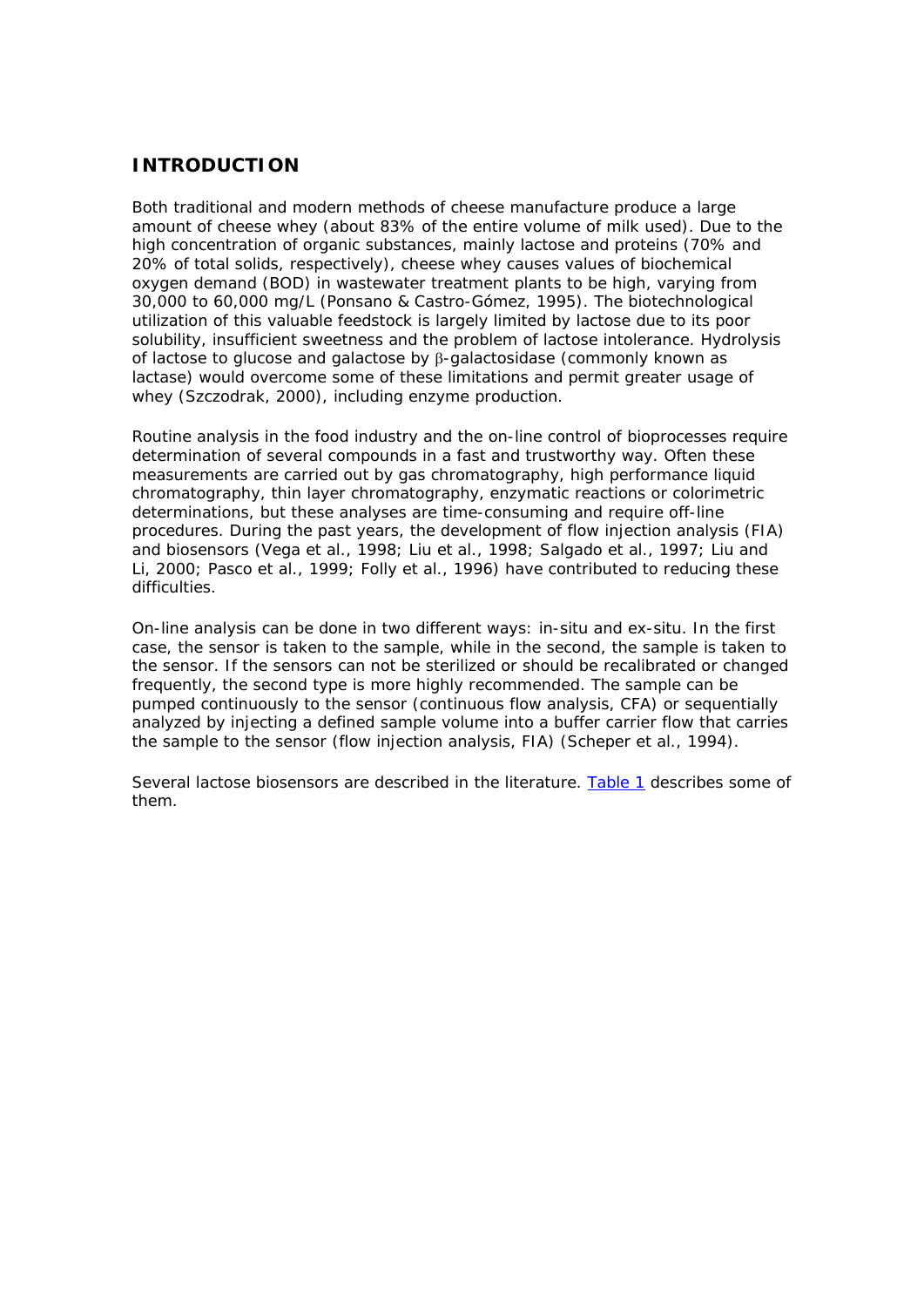## INTRODUCTION

Both traditional and modern methods of cheese manufacture produce a large amount of cheese whey (about 83% of the entire volume of milk used). Due to the high concentration of organic substances, mainly lactose and proteins (70% and 20% of total solids, respectively), cheese whey causes values of biochemical oxygen demand (BOD) in wastewater treatment plants to be high, varying from 30,000 to 60,000 mg/L (Ponsano & Castro-Gómez, 1995). The biotechnological utilization of this valuable feedstock is largely limited by lactose due to its poor solubility, insufficient sweetness and the problem of lactose intolerance. Hydrolysis of lactose to glucose and galactose by β-galactosidase (commonly known as lactase) would overcome some of these limitations and permit greater usage of whey (Szczodrak, 2000), including enzyme production.

Routine analysis in the food industry and the on-line control of bioprocesses require determination of several compounds in a fast and trustworthy way. Often these measurements are carried out by gas chromatography, high performance liquid chromatography, thin layer chromatography, enzymatic reactions or colorimetric determinations, but these analyses are time-consuming and require off-line procedures. During the past years, the development of flow injection analysis (FIA) and biosensors (Vega et al., 1998; Liu et al., 1998; Salgado et al., 1997; Liu and Li, 2000; Pasco et al., 1999; Folly et al., 1996) have contributed to reducing these difficulties.

On-line analysis can be done in two different ways: in-situ and ex-situ. In the first case, the sensor is taken to the sample, while in the second, the sample is taken to the sensor. If the sensors can not be sterilized or should be recalibrated or changed frequently, the second type is more highly recommended. The sample can be pumped continuously to the sensor (continuous flow analysis, CFA) or sequentially analyzed by injecting a defined sample volume into a buffer carrier flow that carries the sample to the sensor (flow injection analysis, FIA) (Scheper et al., 1994).

Several lactose biosensors are described in the literature. Table 1 describes some of them.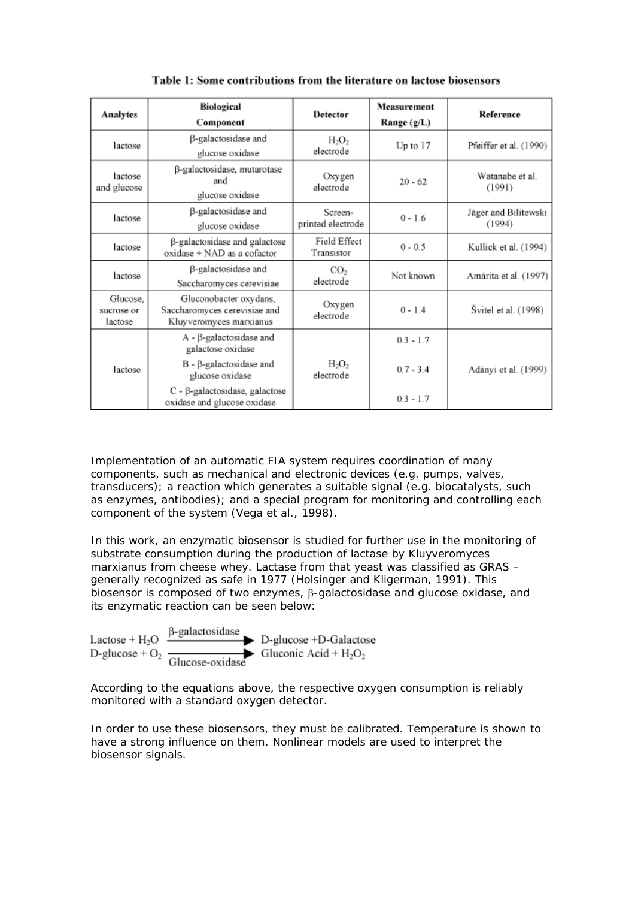**Table 1: Some contributions from the literature on lactose biosensors**

| Analytes | Biological Component | Detector | Measurement Range (g/L) | Reference |
|---|---|---|---|---|
| lactose | β-galactosidase and glucose oxidase | $H_2O_2$ electrode | Up to 17 | Pfeiffer et al. (1990) |
| lactose and glucose | β-galactosidase, mutarotase and glucose oxidase | Oxygen electrode | 20 - 62 | Watanabe et al. (1991) |
| lactose | β-galactosidase and glucose oxidase | Screen-printed electrode | 0 - 1.6 | Jäger and Bilitewski (1994) |
| lactose | β-galactosidase and galactose oxidase + NAD as a cofactor | Field Effect Transistor | 0 - 0.5 | Kullick et al. (1994) |
| lactose | β-galactosidase and Saccharomyces cerevisiae | $CO_2$ electrode | Not known | Amárita et al. (1997) |
| Glucose, sucrose or lactose | Gluconobacter oxydans, Saccharomyces cerevisiae and Kluyveromyces marxianus | Oxygen electrode | 0 - 1.4 | Švitel et al. (1998) |
| lactose | A - β-galactosidase and galactose oxidase | $H_2O_2$ electrode | 0.3 - 1.7 | Adányi et al. (1999) |
| | B - β-galactosidase and glucose oxidase | | 0.7 - 3.4 | |
| | C - β-galactosidase, galactose oxidase and glucose oxidase | | 0.3 - 1.7 | |

Implementation of an automatic FIA system requires coordination of many components, such as mechanical and electronic devices (e.g. pumps, valves, transducers); a reaction which generates a suitable signal (e.g. biocatalysts, such as enzymes, antibodies); and a special program for monitoring and controlling each component of the system (Vega et al., 1998).

In this work, an enzymatic biosensor is studied for further use in the monitoring of substrate consumption during the production of lactase by Kluyveromyces marxianus from cheese whey. Lactase from that yeast was classified as GRAS – generally recognized as safe in 1977 (Holsinger and Kligerman, 1991). This biosensor is composed of two enzymes, β-galactosidase and glucose oxidase, and its enzymatic reaction can be seen below:

$$\text{Lactose} + H_2O \xrightarrow{\beta\text{-galactosidase}} \text{D-glucose} + \text{D-Galactose}$$
$$\text{D-glucose} + O_2 \xrightarrow[\text{Glucose-oxidase}]{} \text{Gluconic Acid} + H_2O_2$$

According to the equations above, the respective oxygen consumption is reliably monitored with a standard oxygen detector.

In order to use these biosensors, they must be calibrated. Temperature is shown to have a strong influence on them. Nonlinear models are used to interpret the biosensor signals.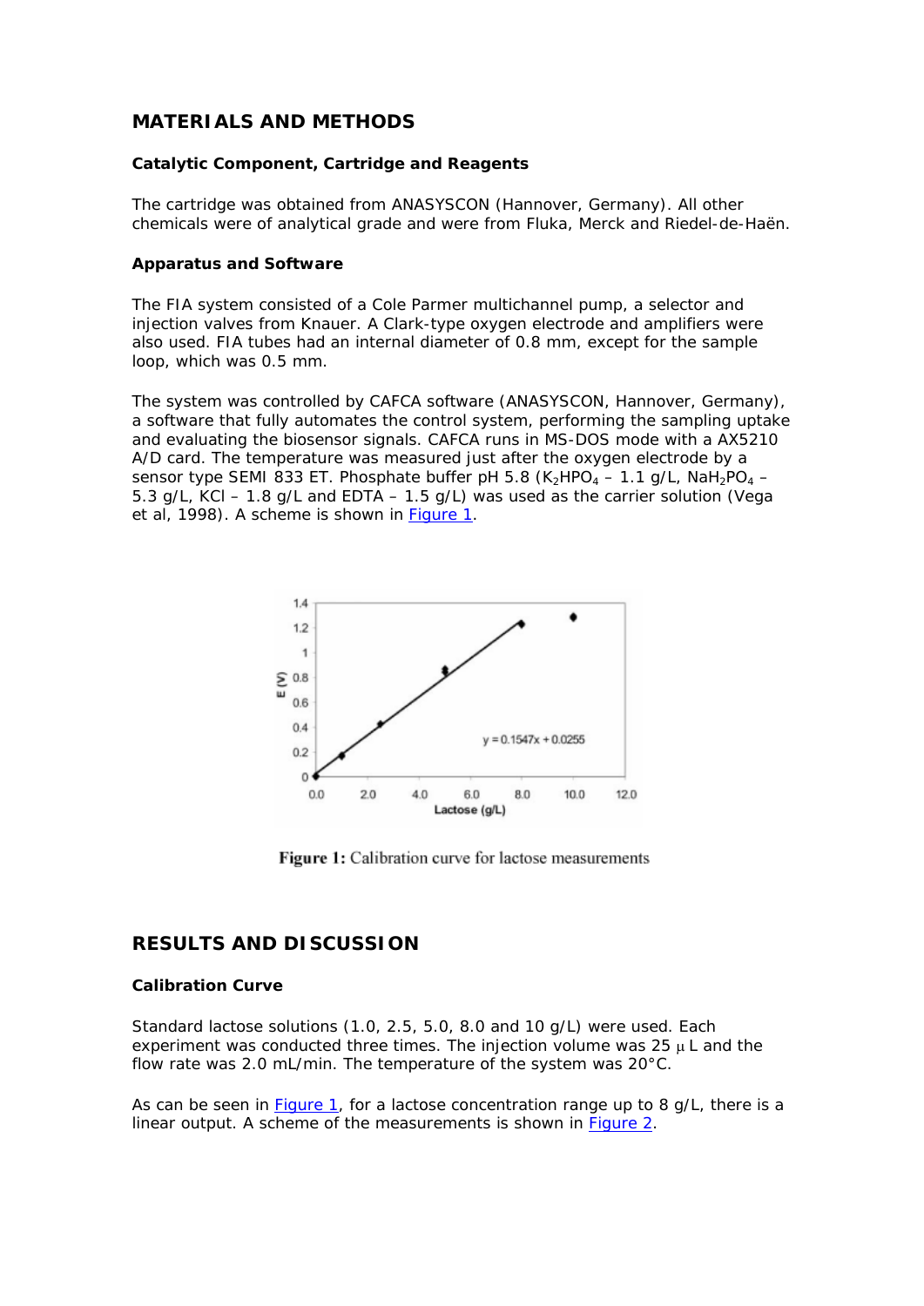## MATERIALS AND METHODS

### Catalytic Component, Cartridge and Reagents

The cartridge was obtained from ANASYSCON (Hannover, Germany). All other chemicals were of analytical grade and were from Fluka, Merck and Riedel-de-Haën.

### Apparatus and Software

The FIA system consisted of a Cole Parmer multichannel pump, a selector and injection valves from Knauer. A Clark-type oxygen electrode and amplifiers were also used. FIA tubes had an internal diameter of 0.8 mm, except for the sample loop, which was 0.5 mm.

The system was controlled by CAFCA software (ANASYSCON, Hannover, Germany), a software that fully automates the control system, performing the sampling uptake and evaluating the biosensor signals. CAFCA runs in MS-DOS mode with a AX5210 A/D card. The temperature was measured just after the oxygen electrode by a sensor type SEMI 833 ET. Phosphate buffer pH 5.8 ($K_2HPO_4$ – 1.1 g/L, $NaH_2PO_4$ – 5.3 g/L, KCl – 1.8 g/L and EDTA – 1.5 g/L) was used as the carrier solution (Vega et al, 1998). A scheme is shown in Figure 1.

Figure 1: Calibration curve for lactose measurements

## RESULTS AND DISCUSSION

### Calibration Curve

Standard lactose solutions (1.0, 2.5, 5.0, 8.0 and 10 g/L) were used. Each experiment was conducted three times. The injection volume was 25 μL and the flow rate was 2.0 mL/min. The temperature of the system was 20°C.

As can be seen in Figure 1, for a lactose concentration range up to 8 g/L, there is a linear output. A scheme of the measurements is shown in Figure 2.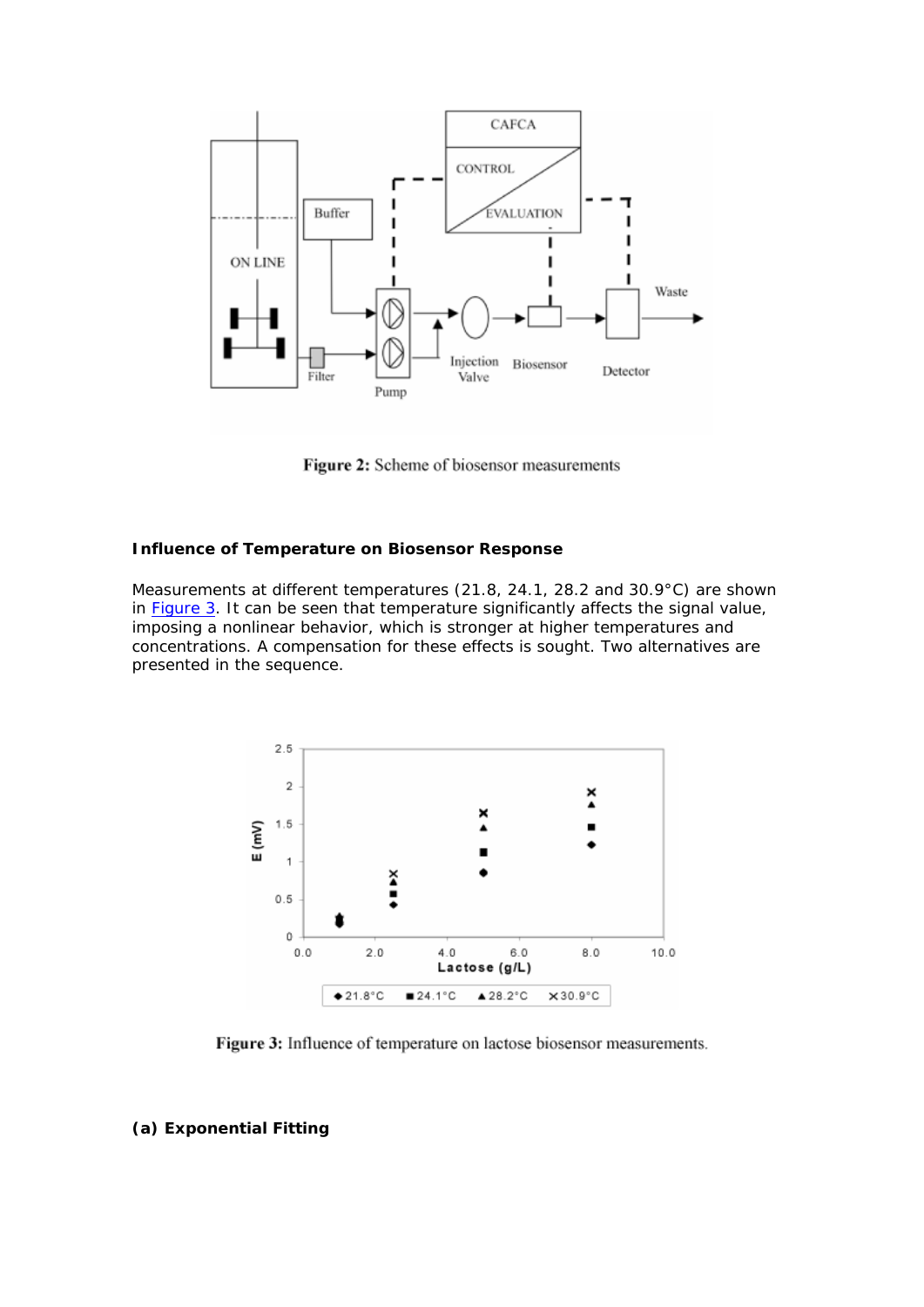Figure 2: Scheme of biosensor measurements

### Influence of Temperature on Biosensor Response

Measurements at different temperatures (21.8, 24.1, 28.2 and 30.9°C) are shown in Figure 3. It can be seen that temperature significantly affects the signal value, imposing a nonlinear behavior, which is stronger at higher temperatures and concentrations. A compensation for these effects is sought. Two alternatives are presented in the sequence.

Figure 3: Influence of temperature on lactose biosensor measurements.

### (a) Exponential Fitting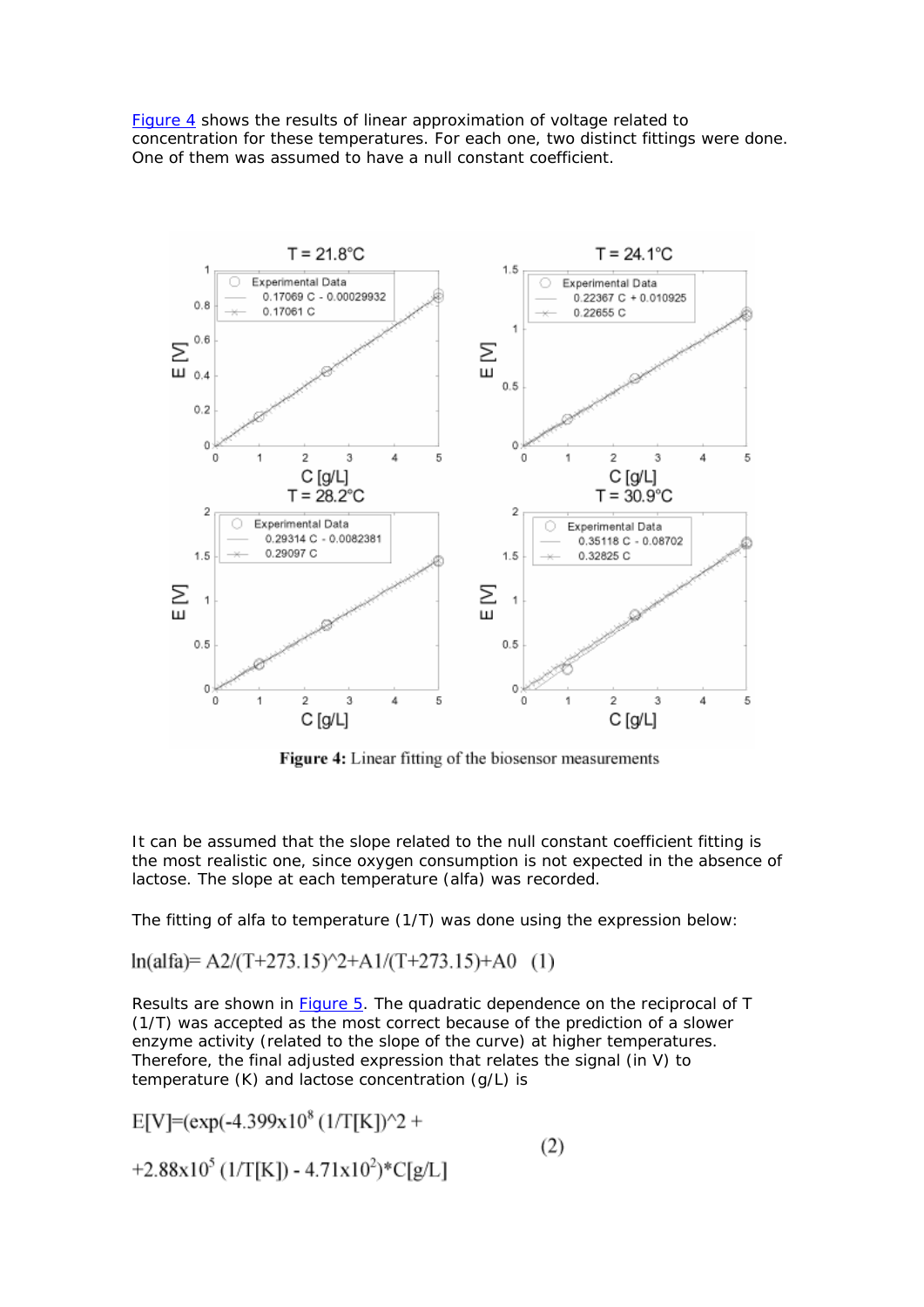Figure 4 shows the results of linear approximation of voltage related to concentration for these temperatures. For each one, two distinct fittings were done. One of them was assumed to have a null constant coefficient.

**Figure 4:** Linear fitting of the biosensor measurements

It can be assumed that the slope related to the null constant coefficient fitting is the most realistic one, since oxygen consumption is not expected in the absence of lactose. The slope at each temperature (alfa) was recorded.

The fitting of alfa to temperature (1/T) was done using the expression below:

$$\ln(alfa) = A2/(T+273.15)^2 + A1/(T+273.15) + A0 \quad (1)$$

Results are shown in Figure 5. The quadratic dependence on the reciprocal of T (1/T) was accepted as the most correct because of the prediction of a slower enzyme activity (related to the slope of the curve) at higher temperatures. Therefore, the final adjusted expression that relates the signal (in V) to temperature (K) and lactose concentration (g/L) is

$$E[V] = (\exp(-4.399 \times 10^8 (1/T[K])^2 + 2.88 \times 10^5 (1/T[K]) - 4.71 \times 10^2) * C[g/L] \quad (2)$$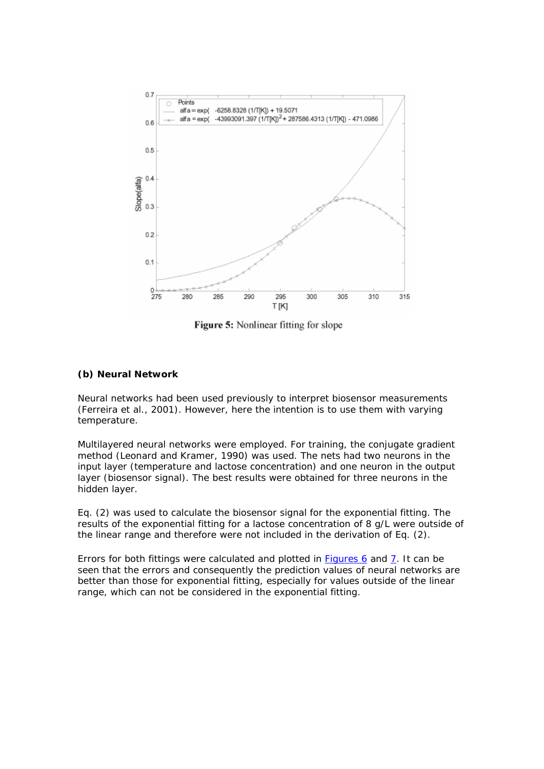Figure 5: Nonlinear fitting for slope

### (b) Neural Network

Neural networks had been used previously to interpret biosensor measurements (Ferreira et al., 2001). However, here the intention is to use them with varying temperature.

Multilayered neural networks were employed. For training, the conjugate gradient method (Leonard and Kramer, 1990) was used. The nets had two neurons in the input layer (temperature and lactose concentration) and one neuron in the output layer (biosensor signal). The best results were obtained for three neurons in the hidden layer.

Eq. (2) was used to calculate the biosensor signal for the exponential fitting. The results of the exponential fitting for a lactose concentration of 8 g/L were outside of the linear range and therefore were not included in the derivation of Eq. (2).

Errors for both fittings were calculated and plotted in Figures 6 and 7. It can be seen that the errors and consequently the prediction values of neural networks are better than those for exponential fitting, especially for values outside of the linear range, which can not be considered in the exponential fitting.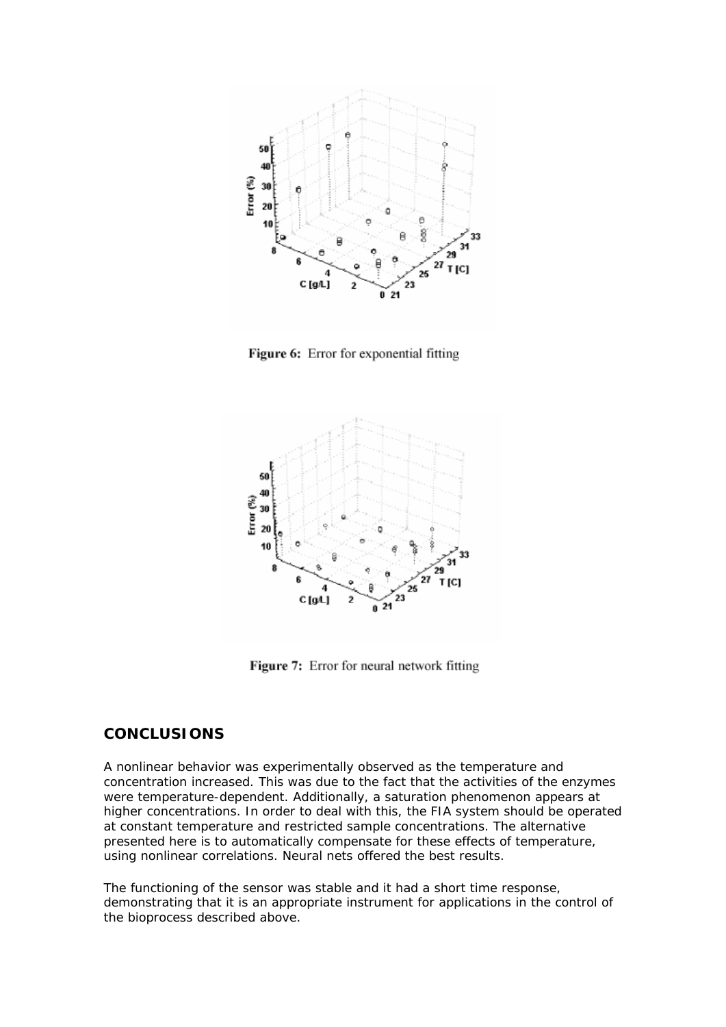**Figure 6:** Error for exponential fitting

**Figure 7:** Error for neural network fitting

## CONCLUSIONS

A nonlinear behavior was experimentally observed as the temperature and concentration increased. This was due to the fact that the activities of the enzymes were temperature-dependent. Additionally, a saturation phenomenon appears at higher concentrations. In order to deal with this, the FIA system should be operated at constant temperature and restricted sample concentrations. The alternative presented here is to automatically compensate for these effects of temperature, using nonlinear correlations. Neural nets offered the best results.

The functioning of the sensor was stable and it had a short time response, demonstrating that it is an appropriate instrument for applications in the control of the bioprocess described above.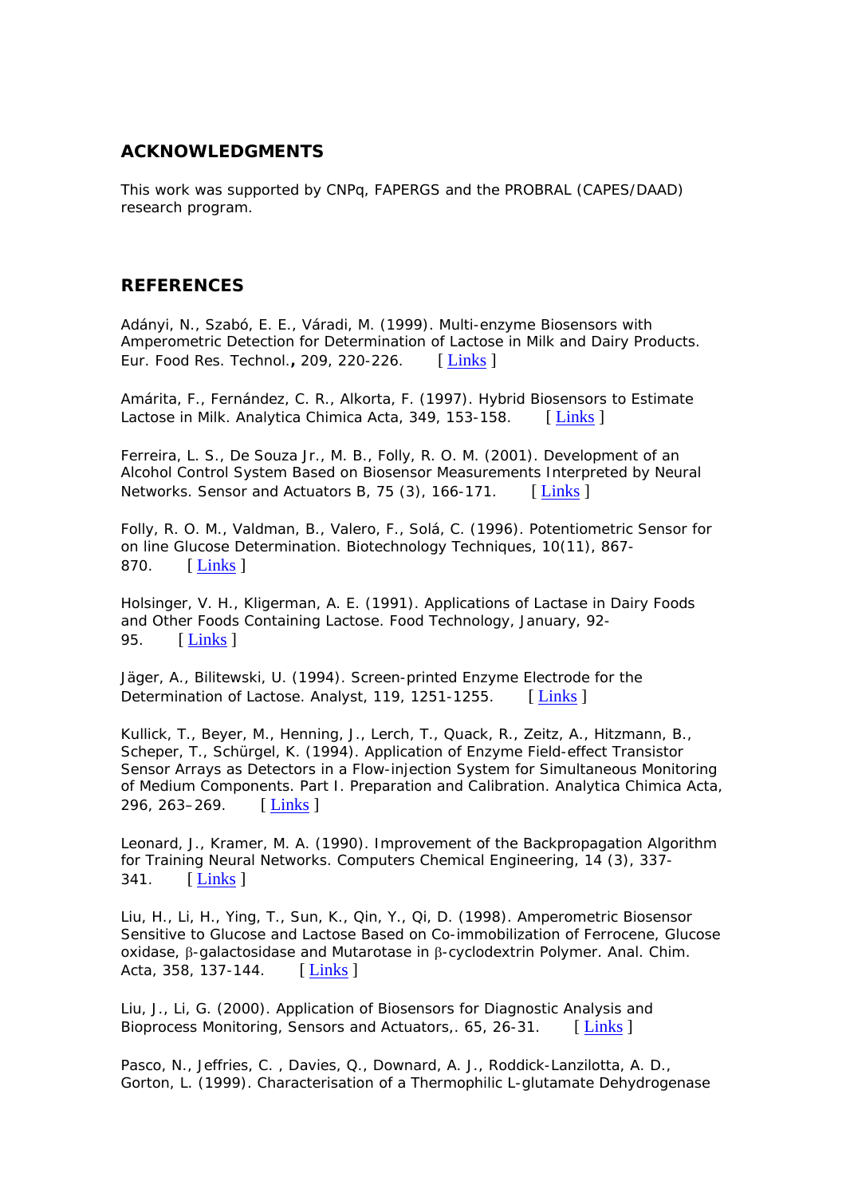## ACKNOWLEDGMENTS

This work was supported by CNPq, FAPERGS and the PROBRAL (CAPES/DAAD) research program.

## REFERENCES

Adányi, N., Szabó, E. E., Váradi, M. (1999). Multi-enzyme Biosensors with Amperometric Detection for Determination of Lactose in Milk and Dairy Products. Eur. Food Res. Technol.**,** 209, 220-226. [ Links ]

Amárita, F., Fernández, C. R., Alkorta, F. (1997). Hybrid Biosensors to Estimate Lactose in Milk. Analytica Chimica Acta, 349, 153-158. [ Links ]

Ferreira, L. S., De Souza Jr., M. B., Folly, R. O. M. (2001). Development of an Alcohol Control System Based on Biosensor Measurements Interpreted by Neural Networks. Sensor and Actuators B, 75 (3), 166-171. [ Links ]

Folly, R. O. M., Valdman, B., Valero, F., Solá, C. (1996). Potentiometric Sensor for on line Glucose Determination. Biotechnology Techniques, 10(11), 867-870. [ Links ]

Holsinger, V. H., Kligerman, A. E. (1991). Applications of Lactase in Dairy Foods and Other Foods Containing Lactose. Food Technology, January, 92-95. [ Links ]

Jäger, A., Bilitewski, U. (1994). Screen-printed Enzyme Electrode for the Determination of Lactose. Analyst, 119, 1251-1255. [ Links ]

Kullick, T., Beyer, M., Henning, J., Lerch, T., Quack, R., Zeitz, A., Hitzmann, B., Scheper, T., Schürgel, K. (1994). Application of Enzyme Field-effect Transistor Sensor Arrays as Detectors in a Flow-injection System for Simultaneous Monitoring of Medium Components. Part I. Preparation and Calibration. Analytica Chimica Acta, 296, 263–269. [ Links ]

Leonard, J., Kramer, M. A. (1990). Improvement of the Backpropagation Algorithm for Training Neural Networks. Computers Chemical Engineering, 14 (3), 337-341. [ Links ]

Liu, H., Li, H., Ying, T., Sun, K., Qin, Y., Qi, D. (1998). Amperometric Biosensor Sensitive to Glucose and Lactose Based on Co-immobilization of Ferrocene, Glucose oxidase, β-galactosidase and Mutarotase in β-cyclodextrin Polymer. Anal. Chim. Acta, 358, 137-144. [ Links ]

Liu, J., Li, G. (2000). Application of Biosensors for Diagnostic Analysis and Bioprocess Monitoring, Sensors and Actuators,. 65, 26-31. [ Links ]

Pasco, N., Jeffries, C. , Davies, Q., Downard, A. J., Roddick-Lanzilotta, A. D., Gorton, L. (1999). Characterisation of a Thermophilic L-glutamate Dehydrogenase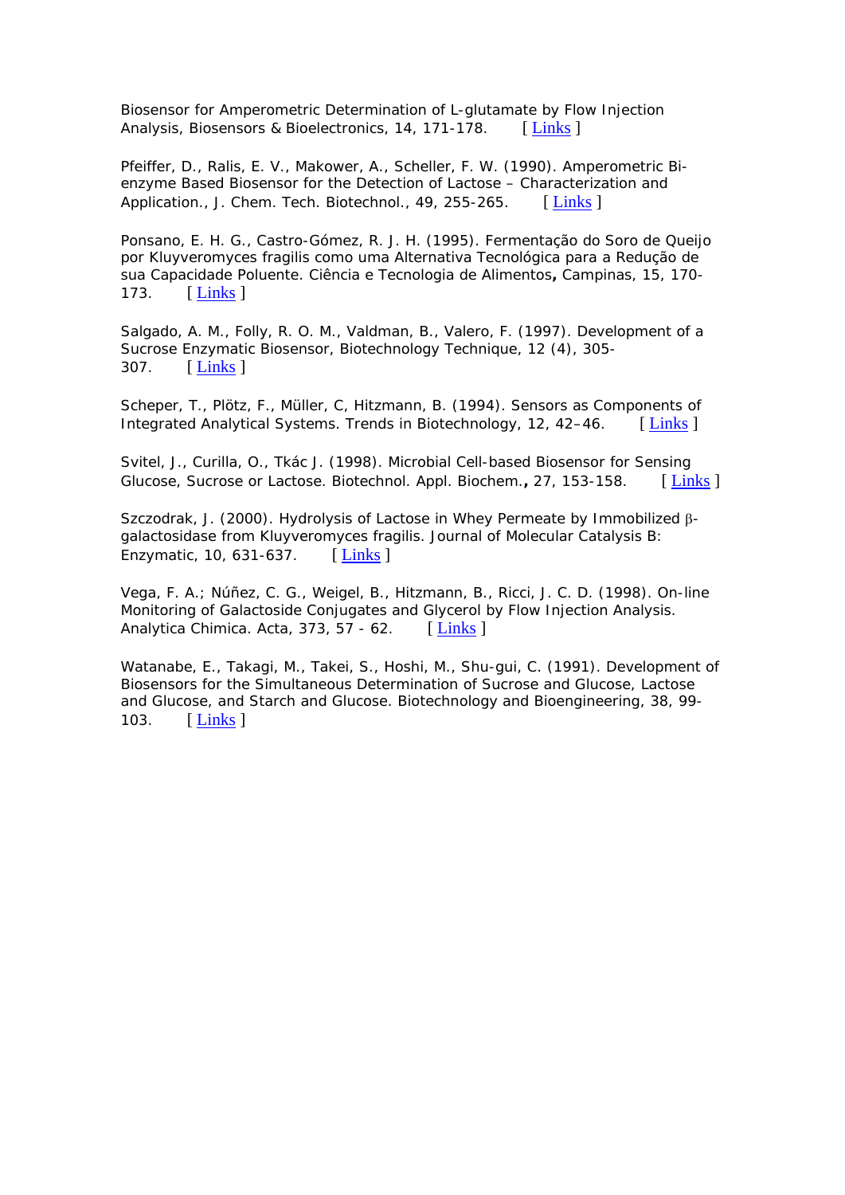Biosensor for Amperometric Determination of L-glutamate by Flow Injection Analysis, Biosensors & Bioelectronics, 14, 171-178. [ Links ]

Pfeiffer, D., Ralis, E. V., Makower, A., Scheller, F. W. (1990). Amperometric Bi-enzyme Based Biosensor for the Detection of Lactose – Characterization and Application., J. Chem. Tech. Biotechnol., 49, 255-265. [ Links ]

Ponsano, E. H. G., Castro-Gómez, R. J. H. (1995). Fermentação do Soro de Queijo por Kluyveromyces fragilis como uma Alternativa Tecnológica para a Redução de sua Capacidade Poluente. Ciência e Tecnologia de Alimentos**,** Campinas, 15, 170-173. [ Links ]

Salgado, A. M., Folly, R. O. M., Valdman, B., Valero, F. (1997). Development of a Sucrose Enzymatic Biosensor, Biotechnology Technique, 12 (4), 305-307. [ Links ]

Scheper, T., Plötz, F., Müller, C, Hitzmann, B. (1994). Sensors as Components of Integrated Analytical Systems. Trends in Biotechnology, 12, 42–46. [ Links ]

Svitel, J., Curilla, O., Tkác J. (1998). Microbial Cell-based Biosensor for Sensing Glucose, Sucrose or Lactose. Biotechnol. Appl. Biochem.**,** 27, 153-158. [ Links ]

Szczodrak, J. (2000). Hydrolysis of Lactose in Whey Permeate by Immobilized β-galactosidase from Kluyveromyces fragilis. Journal of Molecular Catalysis B: Enzymatic, 10, 631-637. [ Links ]

Vega, F. A.; Núñez, C. G., Weigel, B., Hitzmann, B., Ricci, J. C. D. (1998). On-line Monitoring of Galactoside Conjugates and Glycerol by Flow Injection Analysis. Analytica Chimica. Acta, 373, 57 - 62. [ Links ]

Watanabe, E., Takagi, M., Takei, S., Hoshi, M., Shu-gui, C. (1991). Development of Biosensors for the Simultaneous Determination of Sucrose and Glucose, Lactose and Glucose, and Starch and Glucose. Biotechnology and Bioengineering, 38, 99-103. [ Links ]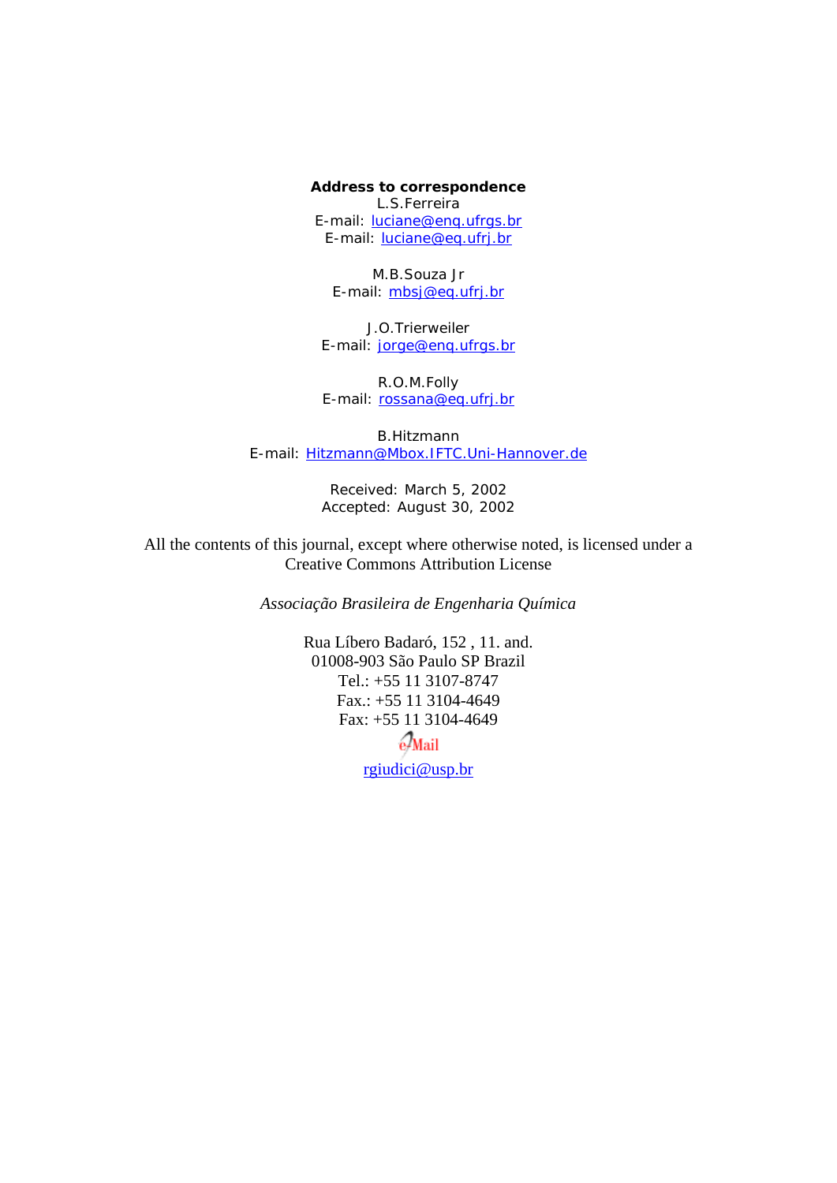**Address to correspondence**

L.S.Ferreira
E-mail: luciane@enq.ufrgs.br
E-mail: luciane@eq.ufrj.br

M.B.Souza Jr
E-mail: mbsj@eq.ufrj.br

J.O.Trierweiler
E-mail: jorge@enq.ufrgs.br

R.O.M.Folly
E-mail: rossana@eq.ufrj.br

B.Hitzmann
E-mail: Hitzmann@Mbox.IFTC.Uni-Hannover.de

Received: March 5, 2002
Accepted: August 30, 2002

All the contents of this journal, except where otherwise noted, is licensed under a Creative Commons Attribution License

*Associação Brasileira de Engenharia Química*

Rua Líbero Badaró, 152 , 11. and.
01008-903 São Paulo SP Brazil
Tel.: +55 11 3107-8747
Fax.: +55 11 3104-4649
Fax: +55 11 3104-4649

eMail

rgiudici@usp.br